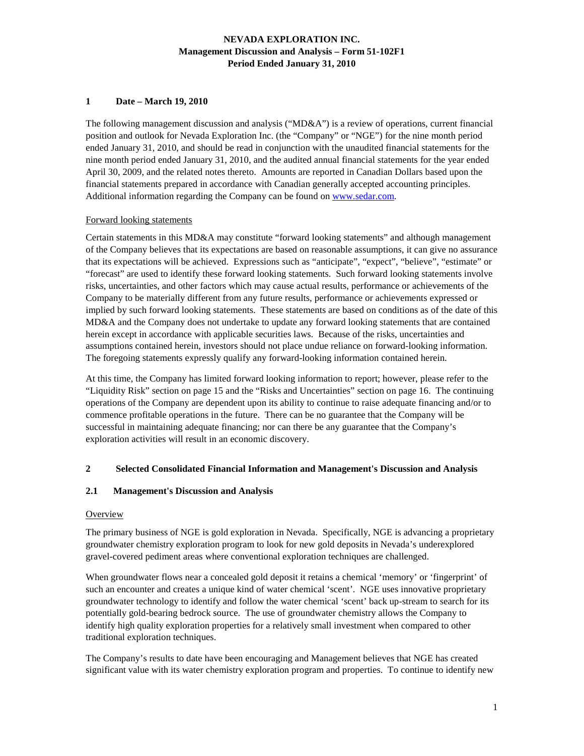# NEVADA EXPLORATION INC.
## Management Discussion and Analysis – Form 51-102F1
## Period Ended January 31, 2010

## 1 Date – March 19, 2010

The following management discussion and analysis ("MD&A") is a review of operations, current financial position and outlook for Nevada Exploration Inc. (the "Company" or "NGE") for the nine month period ended January 31, 2010, and should be read in conjunction with the unaudited financial statements for the nine month period ended January 31, 2010, and the audited annual financial statements for the year ended April 30, 2009, and the related notes thereto. Amounts are reported in Canadian Dollars based upon the financial statements prepared in accordance with Canadian generally accepted accounting principles. Additional information regarding the Company can be found on www.sedar.com.

Forward looking statements

Certain statements in this MD&A may constitute "forward looking statements" and although management of the Company believes that its expectations are based on reasonable assumptions, it can give no assurance that its expectations will be achieved. Expressions such as "anticipate", "expect", "believe", "estimate" or "forecast" are used to identify these forward looking statements. Such forward looking statements involve risks, uncertainties, and other factors which may cause actual results, performance or achievements of the Company to be materially different from any future results, performance or achievements expressed or implied by such forward looking statements. These statements are based on conditions as of the date of this MD&A and the Company does not undertake to update any forward looking statements that are contained herein except in accordance with applicable securities laws. Because of the risks, uncertainties and assumptions contained herein, investors should not place undue reliance on forward-looking information. The foregoing statements expressly qualify any forward-looking information contained herein.

At this time, the Company has limited forward looking information to report; however, please refer to the "Liquidity Risk" section on page 15 and the "Risks and Uncertainties" section on page 16. The continuing operations of the Company are dependent upon its ability to continue to raise adequate financing and/or to commence profitable operations in the future. There can be no guarantee that the Company will be successful in maintaining adequate financing; nor can there be any guarantee that the Company's exploration activities will result in an economic discovery.

## 2 Selected Consolidated Financial Information and Management's Discussion and Analysis

### 2.1 Management's Discussion and Analysis

Overview

The primary business of NGE is gold exploration in Nevada. Specifically, NGE is advancing a proprietary groundwater chemistry exploration program to look for new gold deposits in Nevada's underexplored gravel-covered pediment areas where conventional exploration techniques are challenged.

When groundwater flows near a concealed gold deposit it retains a chemical 'memory' or 'fingerprint' of such an encounter and creates a unique kind of water chemical 'scent'. NGE uses innovative proprietary groundwater technology to identify and follow the water chemical 'scent' back up-stream to search for its potentially gold-bearing bedrock source. The use of groundwater chemistry allows the Company to identify high quality exploration properties for a relatively small investment when compared to other traditional exploration techniques.

The Company's results to date have been encouraging and Management believes that NGE has created significant value with its water chemistry exploration program and properties. To continue to identify new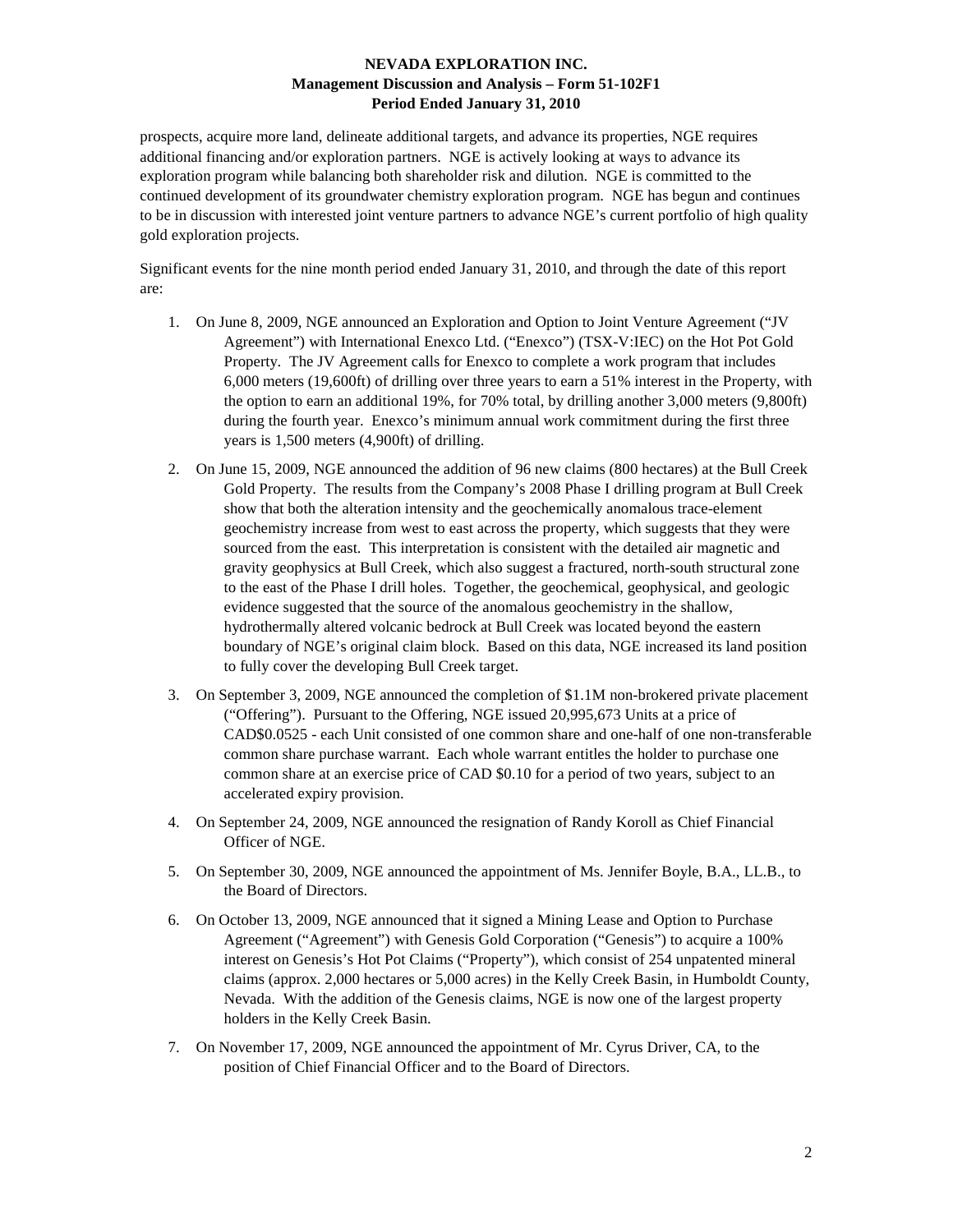prospects, acquire more land, delineate additional targets, and advance its properties, NGE requires additional financing and/or exploration partners. NGE is actively looking at ways to advance its exploration program while balancing both shareholder risk and dilution. NGE is committed to the continued development of its groundwater chemistry exploration program. NGE has begun and continues to be in discussion with interested joint venture partners to advance NGE's current portfolio of high quality gold exploration projects.

Significant events for the nine month period ended January 31, 2010, and through the date of this report are:

1. On June 8, 2009, NGE announced an Exploration and Option to Joint Venture Agreement ("JV Agreement") with International Enexco Ltd. ("Enexco") (TSX-V:IEC) on the Hot Pot Gold Property. The JV Agreement calls for Enexco to complete a work program that includes 6,000 meters (19,600ft) of drilling over three years to earn a 51% interest in the Property, with the option to earn an additional 19%, for 70% total, by drilling another 3,000 meters (9,800ft) during the fourth year. Enexco's minimum annual work commitment during the first three years is 1,500 meters (4,900ft) of drilling.
2. On June 15, 2009, NGE announced the addition of 96 new claims (800 hectares) at the Bull Creek Gold Property. The results from the Company's 2008 Phase I drilling program at Bull Creek show that both the alteration intensity and the geochemically anomalous trace-element geochemistry increase from west to east across the property, which suggests that they were sourced from the east. This interpretation is consistent with the detailed air magnetic and gravity geophysics at Bull Creek, which also suggest a fractured, north-south structural zone to the east of the Phase I drill holes. Together, the geochemical, geophysical, and geologic evidence suggested that the source of the anomalous geochemistry in the shallow, hydrothermally altered volcanic bedrock at Bull Creek was located beyond the eastern boundary of NGE's original claim block. Based on this data, NGE increased its land position to fully cover the developing Bull Creek target.
3. On September 3, 2009, NGE announced the completion of \$1.1M non-brokered private placement ("Offering"). Pursuant to the Offering, NGE issued 20,995,673 Units at a price of CAD\$0.0525 - each Unit consisted of one common share and one-half of one non-transferable common share purchase warrant. Each whole warrant entitles the holder to purchase one common share at an exercise price of CAD \$0.10 for a period of two years, subject to an accelerated expiry provision.
4. On September 24, 2009, NGE announced the resignation of Randy Koroll as Chief Financial Officer of NGE.
5. On September 30, 2009, NGE announced the appointment of Ms. Jennifer Boyle, B.A., LL.B., to the Board of Directors.
6. On October 13, 2009, NGE announced that it signed a Mining Lease and Option to Purchase Agreement ("Agreement") with Genesis Gold Corporation ("Genesis") to acquire a 100% interest on Genesis's Hot Pot Claims ("Property"), which consist of 254 unpatented mineral claims (approx. 2,000 hectares or 5,000 acres) in the Kelly Creek Basin, in Humboldt County, Nevada. With the addition of the Genesis claims, NGE is now one of the largest property holders in the Kelly Creek Basin.
7. On November 17, 2009, NGE announced the appointment of Mr. Cyrus Driver, CA, to the position of Chief Financial Officer and to the Board of Directors.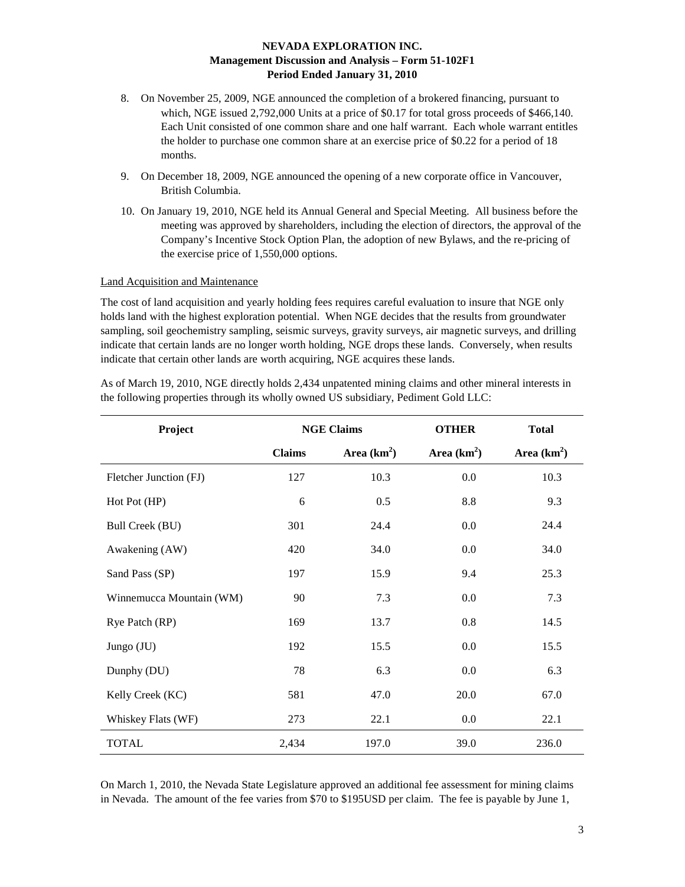8. On November 25, 2009, NGE announced the completion of a brokered financing, pursuant to which, NGE issued 2,792,000 Units at a price of $0.17 for total gross proceeds of $466,140. Each Unit consisted of one common share and one half warrant. Each whole warrant entitles the holder to purchase one common share at an exercise price of $0.22 for a period of 18 months.

9. On December 18, 2009, NGE announced the opening of a new corporate office in Vancouver, British Columbia.

10. On January 19, 2010, NGE held its Annual General and Special Meeting. All business before the meeting was approved by shareholders, including the election of directors, the approval of the Company's Incentive Stock Option Plan, the adoption of new Bylaws, and the re-pricing of the exercise price of 1,550,000 options.

Land Acquisition and Maintenance

The cost of land acquisition and yearly holding fees requires careful evaluation to insure that NGE only holds land with the highest exploration potential. When NGE decides that the results from groundwater sampling, soil geochemistry sampling, seismic surveys, gravity surveys, air magnetic surveys, and drilling indicate that certain lands are no longer worth holding, NGE drops these lands. Conversely, when results indicate that certain other lands are worth acquiring, NGE acquires these lands.

As of March 19, 2010, NGE directly holds 2,434 unpatented mining claims and other mineral interests in the following properties through its wholly owned US subsidiary, Pediment Gold LLC:

| Project | NGE Claims | | OTHER | Total |
|---|---|---|---|---|
| | Claims | Area ($km^2$) | Area ($km^2$) | Area ($km^2$) |
| Fletcher Junction (FJ) | 127 | 10.3 | 0.0 | 10.3 |
| Hot Pot (HP) | 6 | 0.5 | 8.8 | 9.3 |
| Bull Creek (BU) | 301 | 24.4 | 0.0 | 24.4 |
| Awakening (AW) | 420 | 34.0 | 0.0 | 34.0 |
| Sand Pass (SP) | 197 | 15.9 | 9.4 | 25.3 |
| Winnemucca Mountain (WM) | 90 | 7.3 | 0.0 | 7.3 |
| Rye Patch (RP) | 169 | 13.7 | 0.8 | 14.5 |
| Jungo (JU) | 192 | 15.5 | 0.0 | 15.5 |
| Dunphy (DU) | 78 | 6.3 | 0.0 | 6.3 |
| Kelly Creek (KC) | 581 | 47.0 | 20.0 | 67.0 |
| Whiskey Flats (WF) | 273 | 22.1 | 0.0 | 22.1 |
| TOTAL | 2,434 | 197.0 | 39.0 | 236.0 |

On March 1, 2010, the Nevada State Legislature approved an additional fee assessment for mining claims in Nevada. The amount of the fee varies from $70 to $195USD per claim. The fee is payable by June 1,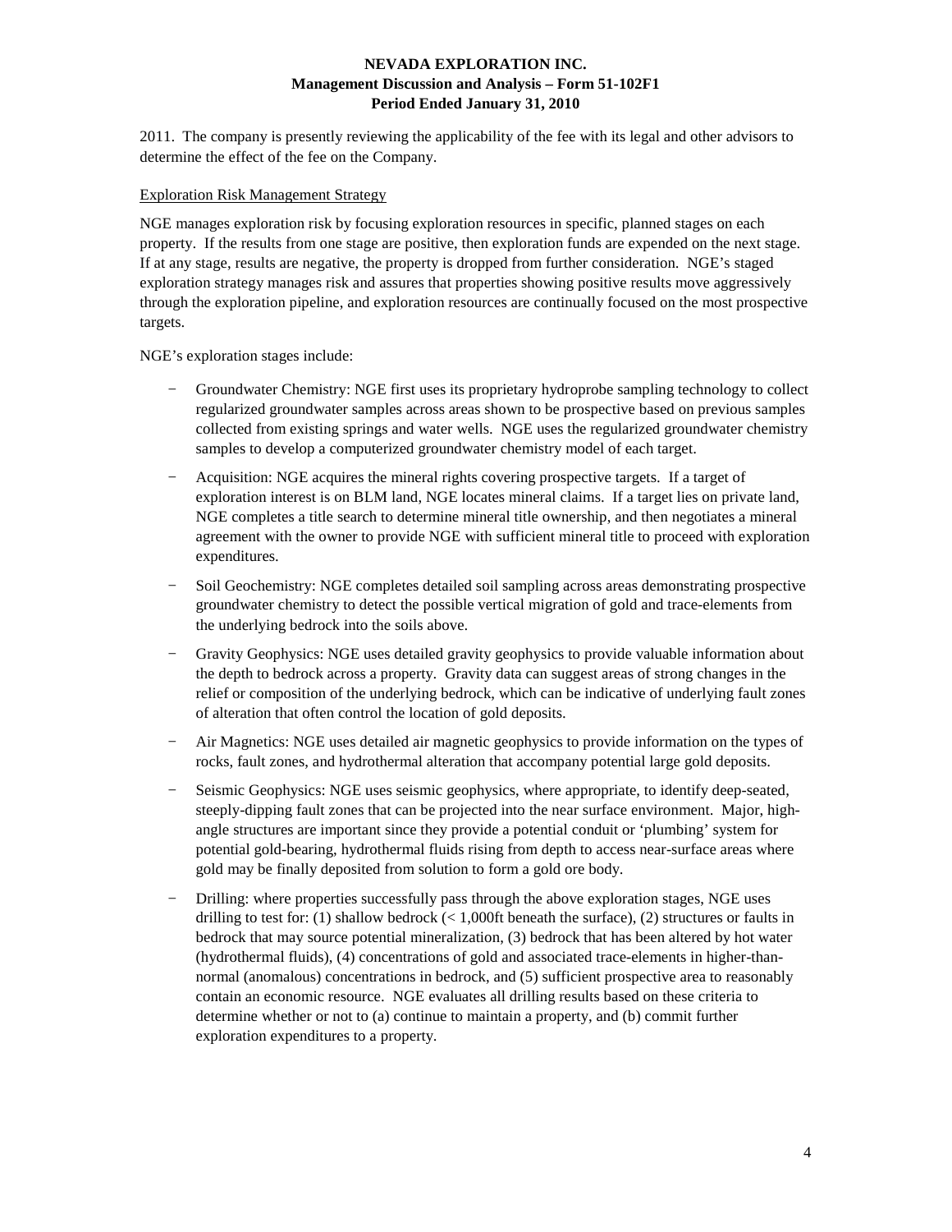2011. The company is presently reviewing the applicability of the fee with its legal and other advisors to determine the effect of the fee on the Company.

Exploration Risk Management Strategy

NGE manages exploration risk by focusing exploration resources in specific, planned stages on each property. If the results from one stage are positive, then exploration funds are expended on the next stage. If at any stage, results are negative, the property is dropped from further consideration. NGE's staged exploration strategy manages risk and assures that properties showing positive results move aggressively through the exploration pipeline, and exploration resources are continually focused on the most prospective targets.

NGE's exploration stages include:

- Groundwater Chemistry: NGE first uses its proprietary hydroprobe sampling technology to collect regularized groundwater samples across areas shown to be prospective based on previous samples collected from existing springs and water wells. NGE uses the regularized groundwater chemistry samples to develop a computerized groundwater chemistry model of each target.
- Acquisition: NGE acquires the mineral rights covering prospective targets. If a target of exploration interest is on BLM land, NGE locates mineral claims. If a target lies on private land, NGE completes a title search to determine mineral title ownership, and then negotiates a mineral agreement with the owner to provide NGE with sufficient mineral title to proceed with exploration expenditures.
- Soil Geochemistry: NGE completes detailed soil sampling across areas demonstrating prospective groundwater chemistry to detect the possible vertical migration of gold and trace-elements from the underlying bedrock into the soils above.
- Gravity Geophysics: NGE uses detailed gravity geophysics to provide valuable information about the depth to bedrock across a property. Gravity data can suggest areas of strong changes in the relief or composition of the underlying bedrock, which can be indicative of underlying fault zones of alteration that often control the location of gold deposits.
- Air Magnetics: NGE uses detailed air magnetic geophysics to provide information on the types of rocks, fault zones, and hydrothermal alteration that accompany potential large gold deposits.
- Seismic Geophysics: NGE uses seismic geophysics, where appropriate, to identify deep-seated, steeply-dipping fault zones that can be projected into the near surface environment. Major, high-angle structures are important since they provide a potential conduit or 'plumbing' system for potential gold-bearing, hydrothermal fluids rising from depth to access near-surface areas where gold may be finally deposited from solution to form a gold ore body.
- Drilling: where properties successfully pass through the above exploration stages, NGE uses drilling to test for: (1) shallow bedrock (< 1,000ft beneath the surface), (2) structures or faults in bedrock that may source potential mineralization, (3) bedrock that has been altered by hot water (hydrothermal fluids), (4) concentrations of gold and associated trace-elements in higher-than-normal (anomalous) concentrations in bedrock, and (5) sufficient prospective area to reasonably contain an economic resource. NGE evaluates all drilling results based on these criteria to determine whether or not to (a) continue to maintain a property, and (b) commit further exploration expenditures to a property.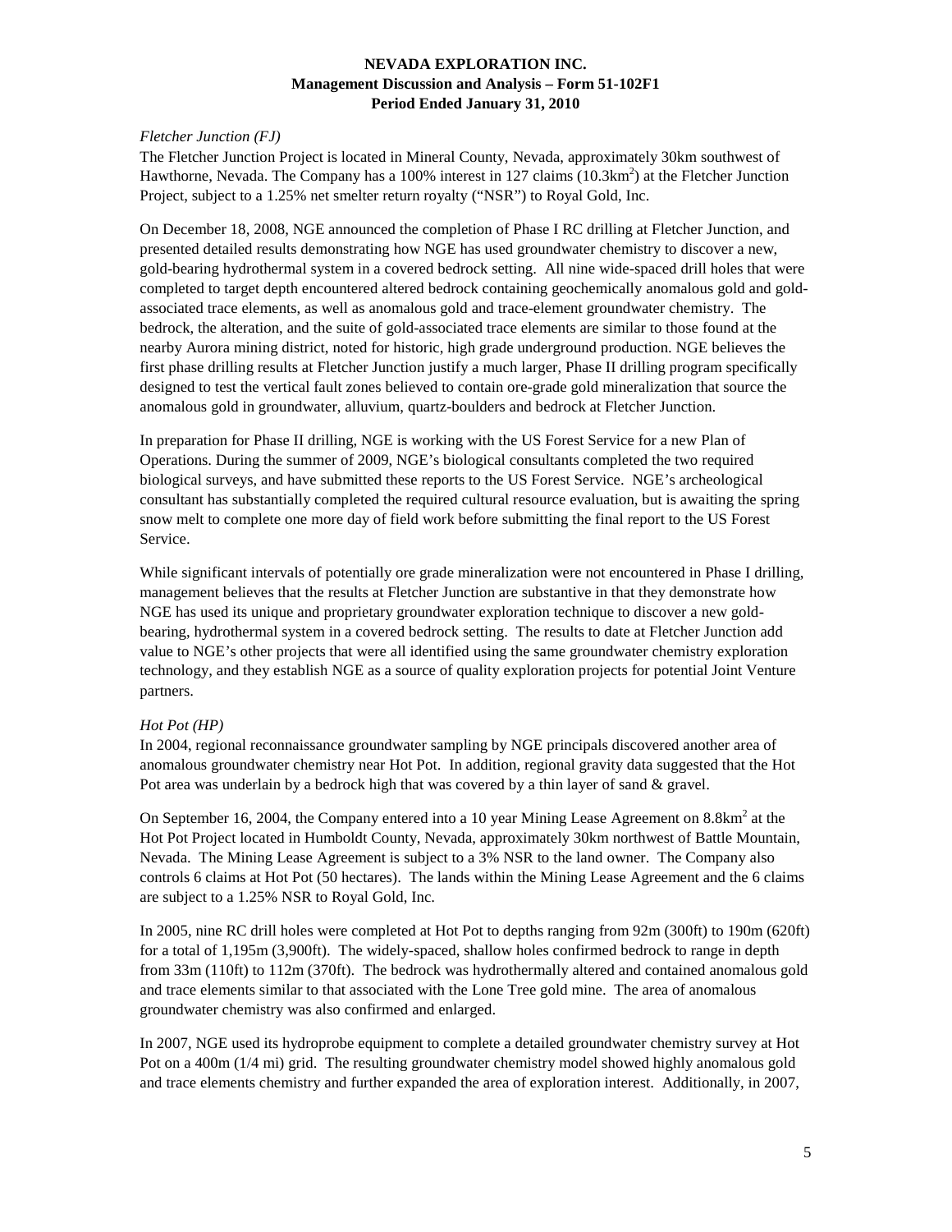*Fletcher Junction (FJ)*

The Fletcher Junction Project is located in Mineral County, Nevada, approximately 30km southwest of Hawthorne, Nevada. The Company has a 100% interest in 127 claims (10.3km$^2$) at the Fletcher Junction Project, subject to a 1.25% net smelter return royalty ("NSR") to Royal Gold, Inc.

On December 18, 2008, NGE announced the completion of Phase I RC drilling at Fletcher Junction, and presented detailed results demonstrating how NGE has used groundwater chemistry to discover a new, gold-bearing hydrothermal system in a covered bedrock setting. All nine wide-spaced drill holes that were completed to target depth encountered altered bedrock containing geochemically anomalous gold and gold-associated trace elements, as well as anomalous gold and trace-element groundwater chemistry. The bedrock, the alteration, and the suite of gold-associated trace elements are similar to those found at the nearby Aurora mining district, noted for historic, high grade underground production. NGE believes the first phase drilling results at Fletcher Junction justify a much larger, Phase II drilling program specifically designed to test the vertical fault zones believed to contain ore-grade gold mineralization that source the anomalous gold in groundwater, alluvium, quartz-boulders and bedrock at Fletcher Junction.

In preparation for Phase II drilling, NGE is working with the US Forest Service for a new Plan of Operations. During the summer of 2009, NGE's biological consultants completed the two required biological surveys, and have submitted these reports to the US Forest Service. NGE's archeological consultant has substantially completed the required cultural resource evaluation, but is awaiting the spring snow melt to complete one more day of field work before submitting the final report to the US Forest Service.

While significant intervals of potentially ore grade mineralization were not encountered in Phase I drilling, management believes that the results at Fletcher Junction are substantive in that they demonstrate how NGE has used its unique and proprietary groundwater exploration technique to discover a new gold-bearing, hydrothermal system in a covered bedrock setting. The results to date at Fletcher Junction add value to NGE's other projects that were all identified using the same groundwater chemistry exploration technology, and they establish NGE as a source of quality exploration projects for potential Joint Venture partners.

*Hot Pot (HP)*

In 2004, regional reconnaissance groundwater sampling by NGE principals discovered another area of anomalous groundwater chemistry near Hot Pot. In addition, regional gravity data suggested that the Hot Pot area was underlain by a bedrock high that was covered by a thin layer of sand & gravel.

On September 16, 2004, the Company entered into a 10 year Mining Lease Agreement on 8.8km$^2$ at the Hot Pot Project located in Humboldt County, Nevada, approximately 30km northwest of Battle Mountain, Nevada. The Mining Lease Agreement is subject to a 3% NSR to the land owner. The Company also controls 6 claims at Hot Pot (50 hectares). The lands within the Mining Lease Agreement and the 6 claims are subject to a 1.25% NSR to Royal Gold, Inc.

In 2005, nine RC drill holes were completed at Hot Pot to depths ranging from 92m (300ft) to 190m (620ft) for a total of 1,195m (3,900ft). The widely-spaced, shallow holes confirmed bedrock to range in depth from 33m (110ft) to 112m (370ft). The bedrock was hydrothermally altered and contained anomalous gold and trace elements similar to that associated with the Lone Tree gold mine. The area of anomalous groundwater chemistry was also confirmed and enlarged.

In 2007, NGE used its hydroprobe equipment to complete a detailed groundwater chemistry survey at Hot Pot on a 400m (1/4 mi) grid. The resulting groundwater chemistry model showed highly anomalous gold and trace elements chemistry and further expanded the area of exploration interest. Additionally, in 2007,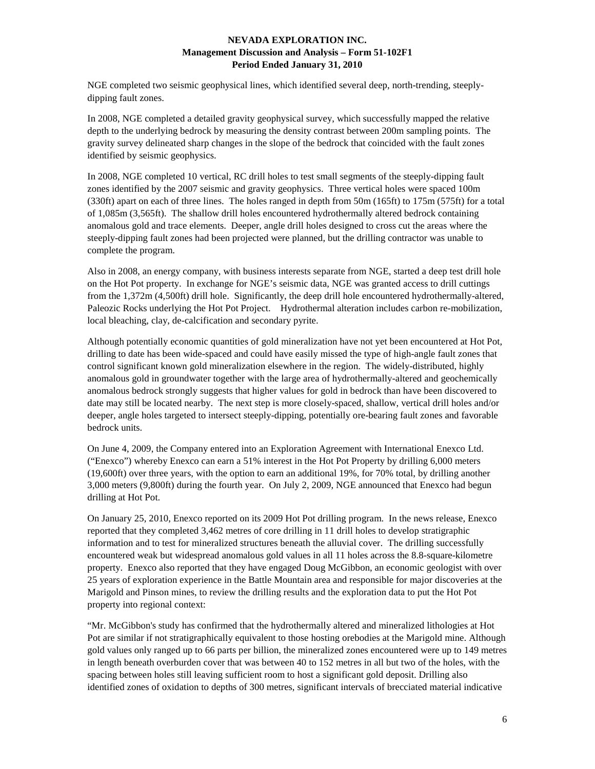NGE completed two seismic geophysical lines, which identified several deep, north-trending, steeply-dipping fault zones.

In 2008, NGE completed a detailed gravity geophysical survey, which successfully mapped the relative depth to the underlying bedrock by measuring the density contrast between 200m sampling points. The gravity survey delineated sharp changes in the slope of the bedrock that coincided with the fault zones identified by seismic geophysics.

In 2008, NGE completed 10 vertical, RC drill holes to test small segments of the steeply-dipping fault zones identified by the 2007 seismic and gravity geophysics. Three vertical holes were spaced 100m (330ft) apart on each of three lines. The holes ranged in depth from 50m (165ft) to 175m (575ft) for a total of 1,085m (3,565ft). The shallow drill holes encountered hydrothermally altered bedrock containing anomalous gold and trace elements. Deeper, angle drill holes designed to cross cut the areas where the steeply-dipping fault zones had been projected were planned, but the drilling contractor was unable to complete the program.

Also in 2008, an energy company, with business interests separate from NGE, started a deep test drill hole on the Hot Pot property. In exchange for NGE's seismic data, NGE was granted access to drill cuttings from the 1,372m (4,500ft) drill hole. Significantly, the deep drill hole encountered hydrothermally-altered, Paleozic Rocks underlying the Hot Pot Project. Hydrothermal alteration includes carbon re-mobilization, local bleaching, clay, de-calcification and secondary pyrite.

Although potentially economic quantities of gold mineralization have not yet been encountered at Hot Pot, drilling to date has been wide-spaced and could have easily missed the type of high-angle fault zones that control significant known gold mineralization elsewhere in the region. The widely-distributed, highly anomalous gold in groundwater together with the large area of hydrothermally-altered and geochemically anomalous bedrock strongly suggests that higher values for gold in bedrock than have been discovered to date may still be located nearby. The next step is more closely-spaced, shallow, vertical drill holes and/or deeper, angle holes targeted to intersect steeply-dipping, potentially ore-bearing fault zones and favorable bedrock units.

On June 4, 2009, the Company entered into an Exploration Agreement with International Enexco Ltd. ("Enexco") whereby Enexco can earn a 51% interest in the Hot Pot Property by drilling 6,000 meters (19,600ft) over three years, with the option to earn an additional 19%, for 70% total, by drilling another 3,000 meters (9,800ft) during the fourth year. On July 2, 2009, NGE announced that Enexco had begun drilling at Hot Pot.

On January 25, 2010, Enexco reported on its 2009 Hot Pot drilling program. In the news release, Enexco reported that they completed 3,462 metres of core drilling in 11 drill holes to develop stratigraphic information and to test for mineralized structures beneath the alluvial cover. The drilling successfully encountered weak but widespread anomalous gold values in all 11 holes across the 8.8-square-kilometre property. Enexco also reported that they have engaged Doug McGibbon, an economic geologist with over 25 years of exploration experience in the Battle Mountain area and responsible for major discoveries at the Marigold and Pinson mines, to review the drilling results and the exploration data to put the Hot Pot property into regional context:

"Mr. McGibbon's study has confirmed that the hydrothermally altered and mineralized lithologies at Hot Pot are similar if not stratigraphically equivalent to those hosting orebodies at the Marigold mine. Although gold values only ranged up to 66 parts per billion, the mineralized zones encountered were up to 149 metres in length beneath overburden cover that was between 40 to 152 metres in all but two of the holes, with the spacing between holes still leaving sufficient room to host a significant gold deposit. Drilling also identified zones of oxidation to depths of 300 metres, significant intervals of brecciated material indicative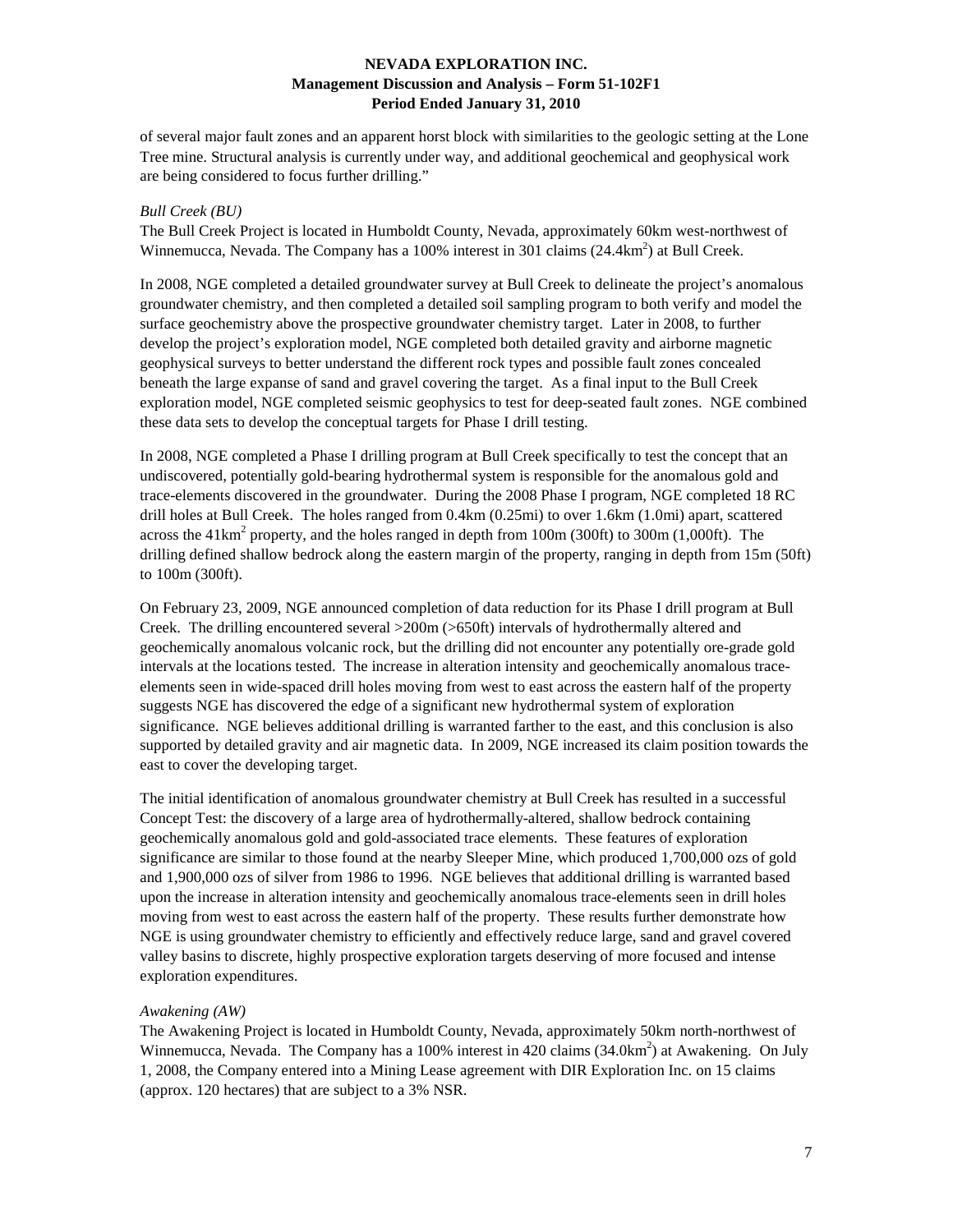of several major fault zones and an apparent horst block with similarities to the geologic setting at the Lone Tree mine. Structural analysis is currently under way, and additional geochemical and geophysical work are being considered to focus further drilling."

*Bull Creek (BU)*

The Bull Creek Project is located in Humboldt County, Nevada, approximately 60km west-northwest of Winnemucca, Nevada. The Company has a 100% interest in 301 claims (24.4km$^2$) at Bull Creek.

In 2008, NGE completed a detailed groundwater survey at Bull Creek to delineate the project's anomalous groundwater chemistry, and then completed a detailed soil sampling program to both verify and model the surface geochemistry above the prospective groundwater chemistry target. Later in 2008, to further develop the project's exploration model, NGE completed both detailed gravity and airborne magnetic geophysical surveys to better understand the different rock types and possible fault zones concealed beneath the large expanse of sand and gravel covering the target. As a final input to the Bull Creek exploration model, NGE completed seismic geophysics to test for deep-seated fault zones. NGE combined these data sets to develop the conceptual targets for Phase I drill testing.

In 2008, NGE completed a Phase I drilling program at Bull Creek specifically to test the concept that an undiscovered, potentially gold-bearing hydrothermal system is responsible for the anomalous gold and trace-elements discovered in the groundwater. During the 2008 Phase I program, NGE completed 18 RC drill holes at Bull Creek. The holes ranged from 0.4km (0.25mi) to over 1.6km (1.0mi) apart, scattered across the 41km$^2$ property, and the holes ranged in depth from 100m (300ft) to 300m (1,000ft). The drilling defined shallow bedrock along the eastern margin of the property, ranging in depth from 15m (50ft) to 100m (300ft).

On February 23, 2009, NGE announced completion of data reduction for its Phase I drill program at Bull Creek. The drilling encountered several >200m (>650ft) intervals of hydrothermally altered and geochemically anomalous volcanic rock, but the drilling did not encounter any potentially ore-grade gold intervals at the locations tested. The increase in alteration intensity and geochemically anomalous trace-elements seen in wide-spaced drill holes moving from west to east across the eastern half of the property suggests NGE has discovered the edge of a significant new hydrothermal system of exploration significance. NGE believes additional drilling is warranted farther to the east, and this conclusion is also supported by detailed gravity and air magnetic data. In 2009, NGE increased its claim position towards the east to cover the developing target.

The initial identification of anomalous groundwater chemistry at Bull Creek has resulted in a successful Concept Test: the discovery of a large area of hydrothermally-altered, shallow bedrock containing geochemically anomalous gold and gold-associated trace elements. These features of exploration significance are similar to those found at the nearby Sleeper Mine, which produced 1,700,000 ozs of gold and 1,900,000 ozs of silver from 1986 to 1996. NGE believes that additional drilling is warranted based upon the increase in alteration intensity and geochemically anomalous trace-elements seen in drill holes moving from west to east across the eastern half of the property. These results further demonstrate how NGE is using groundwater chemistry to efficiently and effectively reduce large, sand and gravel covered valley basins to discrete, highly prospective exploration targets deserving of more focused and intense exploration expenditures.

*Awakening (AW)*

The Awakening Project is located in Humboldt County, Nevada, approximately 50km north-northwest of Winnemucca, Nevada. The Company has a 100% interest in 420 claims (34.0km$^2$) at Awakening. On July 1, 2008, the Company entered into a Mining Lease agreement with DIR Exploration Inc. on 15 claims (approx. 120 hectares) that are subject to a 3% NSR.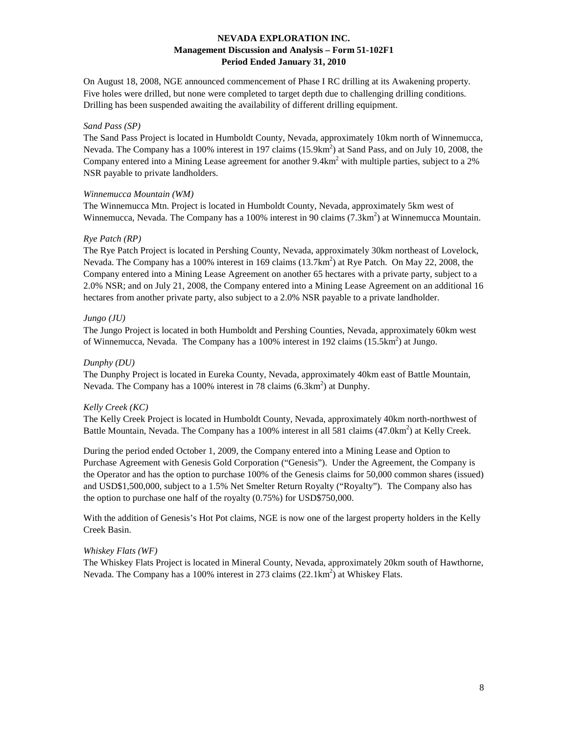On August 18, 2008, NGE announced commencement of Phase I RC drilling at its Awakening property. Five holes were drilled, but none were completed to target depth due to challenging drilling conditions. Drilling has been suspended awaiting the availability of different drilling equipment.

*Sand Pass (SP)*

The Sand Pass Project is located in Humboldt County, Nevada, approximately 10km north of Winnemucca, Nevada. The Company has a 100% interest in 197 claims (15.9km$^2$) at Sand Pass, and on July 10, 2008, the Company entered into a Mining Lease agreement for another 9.4km$^2$ with multiple parties, subject to a 2% NSR payable to private landholders.

*Winnemucca Mountain (WM)*

The Winnemucca Mtn. Project is located in Humboldt County, Nevada, approximately 5km west of Winnemucca, Nevada. The Company has a 100% interest in 90 claims (7.3km$^2$) at Winnemucca Mountain.

*Rye Patch (RP)*

The Rye Patch Project is located in Pershing County, Nevada, approximately 30km northeast of Lovelock, Nevada. The Company has a 100% interest in 169 claims (13.7km$^2$) at Rye Patch. On May 22, 2008, the Company entered into a Mining Lease Agreement on another 65 hectares with a private party, subject to a 2.0% NSR; and on July 21, 2008, the Company entered into a Mining Lease Agreement on an additional 16 hectares from another private party, also subject to a 2.0% NSR payable to a private landholder.

*Jungo (JU)*

The Jungo Project is located in both Humboldt and Pershing Counties, Nevada, approximately 60km west of Winnemucca, Nevada. The Company has a 100% interest in 192 claims (15.5km$^2$) at Jungo.

*Dunphy (DU)*

The Dunphy Project is located in Eureka County, Nevada, approximately 40km east of Battle Mountain, Nevada. The Company has a 100% interest in 78 claims (6.3km$^2$) at Dunphy.

*Kelly Creek (KC)*

The Kelly Creek Project is located in Humboldt County, Nevada, approximately 40km north-northwest of Battle Mountain, Nevada. The Company has a 100% interest in all 581 claims (47.0km$^2$) at Kelly Creek.

During the period ended October 1, 2009, the Company entered into a Mining Lease and Option to Purchase Agreement with Genesis Gold Corporation ("Genesis"). Under the Agreement, the Company is the Operator and has the option to purchase 100% of the Genesis claims for 50,000 common shares (issued) and USD$1,500,000, subject to a 1.5% Net Smelter Return Royalty ("Royalty"). The Company also has the option to purchase one half of the royalty (0.75%) for USD$750,000.

With the addition of Genesis's Hot Pot claims, NGE is now one of the largest property holders in the Kelly Creek Basin.

*Whiskey Flats (WF)*

The Whiskey Flats Project is located in Mineral County, Nevada, approximately 20km south of Hawthorne, Nevada. The Company has a 100% interest in 273 claims (22.1km$^2$) at Whiskey Flats.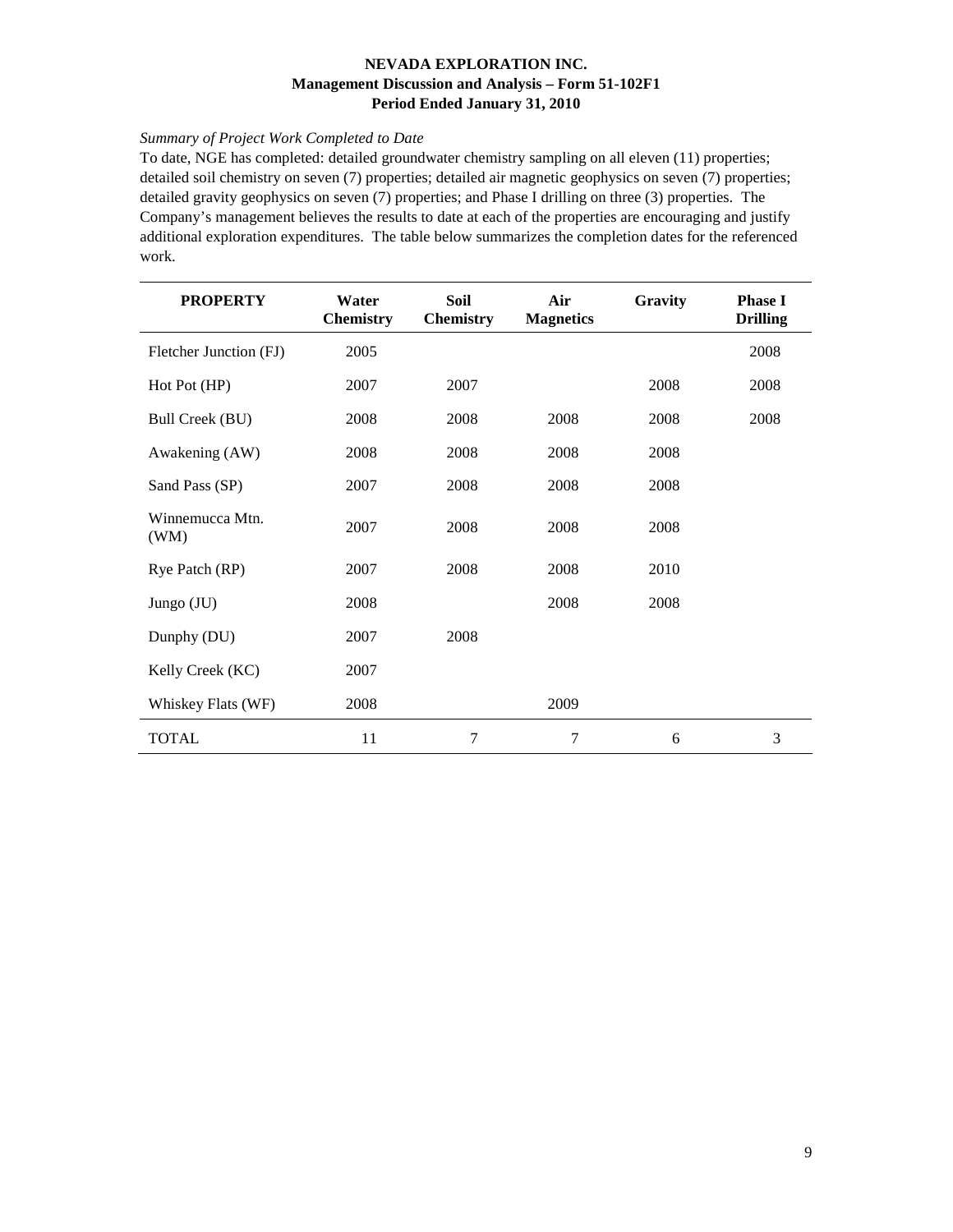*Summary of Project Work Completed to Date*

To date, NGE has completed: detailed groundwater chemistry sampling on all eleven (11) properties; detailed soil chemistry on seven (7) properties; detailed air magnetic geophysics on seven (7) properties; detailed gravity geophysics on seven (7) properties; and Phase I drilling on three (3) properties. The Company's management believes the results to date at each of the properties are encouraging and justify additional exploration expenditures. The table below summarizes the completion dates for the referenced work.

| PROPERTY | Water Chemistry | Soil Chemistry | Air Magnetics | Gravity | Phase I Drilling |
|---|---|---|---|---|---|
| Fletcher Junction (FJ) | 2005 | | | | 2008 |
| Hot Pot (HP) | 2007 | 2007 | | 2008 | 2008 |
| Bull Creek (BU) | 2008 | 2008 | 2008 | 2008 | 2008 |
| Awakening (AW) | 2008 | 2008 | 2008 | 2008 | |
| Sand Pass (SP) | 2007 | 2008 | 2008 | 2008 | |
| Winnemucca Mtn. (WM) | 2007 | 2008 | 2008 | 2008 | |
| Rye Patch (RP) | 2007 | 2008 | 2008 | 2010 | |
| Jungo (JU) | 2008 | | 2008 | 2008 | |
| Dunphy (DU) | 2007 | 2008 | | | |
| Kelly Creek (KC) | 2007 | | | | |
| Whiskey Flats (WF) | 2008 | | 2009 | | |
| TOTAL | 11 | 7 | 7 | 6 | 3 |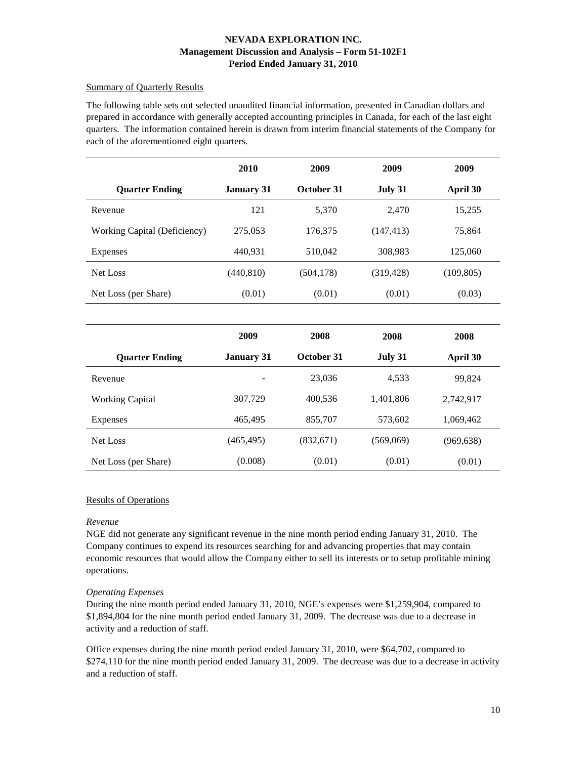# NEVADA EXPLORATION INC.
## Management Discussion and Analysis – Form 51-102F1
## Period Ended January 31, 2010

Summary of Quarterly Results

The following table sets out selected unaudited financial information, presented in Canadian dollars and prepared in accordance with generally accepted accounting principles in Canada, for each of the last eight quarters. The information contained herein is drawn from interim financial statements of the Company for each of the aforementioned eight quarters.

| | 2010 | 2009 | 2009 | 2009 |
|---|---|---|---|---|
| **Quarter Ending** | **January 31** | **October 31** | **July 31** | **April 30** |
| Revenue | 121 | 5,370 | 2,470 | 15,255 |
| Working Capital (Deficiency) | 275,053 | 176,375 | (147,413) | 75,864 |
| Expenses | 440,931 | 510,042 | 308,983 | 125,060 |
| Net Loss | (440,810) | (504,178) | (319,428) | (109,805) |
| Net Loss (per Share) | (0.01) | (0.01) | (0.01) | (0.03) |

| | 2009 | 2008 | 2008 | 2008 |
|---|---|---|---|---|
| **Quarter Ending** | **January 31** | **October 31** | **July 31** | **April 30** |
| Revenue | - | 23,036 | 4,533 | 99,824 |
| Working Capital | 307,729 | 400,536 | 1,401,806 | 2,742,917 |
| Expenses | 465,495 | 855,707 | 573,602 | 1,069,462 |
| Net Loss | (465,495) | (832,671) | (569,069) | (969,638) |
| Net Loss (per Share) | (0.008) | (0.01) | (0.01) | (0.01) |

Results of Operations

*Revenue*

NGE did not generate any significant revenue in the nine month period ending January 31, 2010. The Company continues to expend its resources searching for and advancing properties that may contain economic resources that would allow the Company either to sell its interests or to setup profitable mining operations.

*Operating Expenses*

During the nine month period ended January 31, 2010, NGE's expenses were $1,259,904, compared to $1,894,804 for the nine month period ended January 31, 2009. The decrease was due to a decrease in activity and a reduction of staff.

Office expenses during the nine month period ended January 31, 2010, were $64,702, compared to $274,110 for the nine month period ended January 31, 2009. The decrease was due to a decrease in activity and a reduction of staff.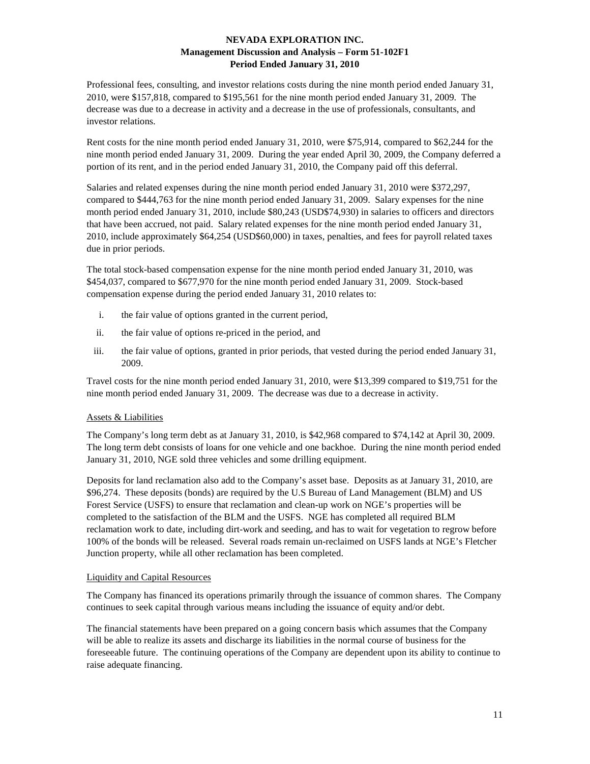Professional fees, consulting, and investor relations costs during the nine month period ended January 31, 2010, were $157,818, compared to $195,561 for the nine month period ended January 31, 2009. The decrease was due to a decrease in activity and a decrease in the use of professionals, consultants, and investor relations.

Rent costs for the nine month period ended January 31, 2010, were $75,914, compared to $62,244 for the nine month period ended January 31, 2009. During the year ended April 30, 2009, the Company deferred a portion of its rent, and in the period ended January 31, 2010, the Company paid off this deferral.

Salaries and related expenses during the nine month period ended January 31, 2010 were $372,297, compared to $444,763 for the nine month period ended January 31, 2009. Salary expenses for the nine month period ended January 31, 2010, include $80,243 (USD$74,930) in salaries to officers and directors that have been accrued, not paid. Salary related expenses for the nine month period ended January 31, 2010, include approximately $64,254 (USD$60,000) in taxes, penalties, and fees for payroll related taxes due in prior periods.

The total stock-based compensation expense for the nine month period ended January 31, 2010, was $454,037, compared to $677,970 for the nine month period ended January 31, 2009. Stock-based compensation expense during the period ended January 31, 2010 relates to:

i. the fair value of options granted in the current period,
ii. the fair value of options re-priced in the period, and
iii. the fair value of options, granted in prior periods, that vested during the period ended January 31, 2009.

Travel costs for the nine month period ended January 31, 2010, were $13,399 compared to $19,751 for the nine month period ended January 31, 2009. The decrease was due to a decrease in activity.

## Assets & Liabilities

The Company's long term debt as at January 31, 2010, is $42,968 compared to $74,142 at April 30, 2009. The long term debt consists of loans for one vehicle and one backhoe. During the nine month period ended January 31, 2010, NGE sold three vehicles and some drilling equipment.

Deposits for land reclamation also add to the Company's asset base. Deposits as at January 31, 2010, are $96,274. These deposits (bonds) are required by the U.S Bureau of Land Management (BLM) and US Forest Service (USFS) to ensure that reclamation and clean-up work on NGE's properties will be completed to the satisfaction of the BLM and the USFS. NGE has completed all required BLM reclamation work to date, including dirt-work and seeding, and has to wait for vegetation to regrow before 100% of the bonds will be released. Several roads remain un-reclaimed on USFS lands at NGE's Fletcher Junction property, while all other reclamation has been completed.

## Liquidity and Capital Resources

The Company has financed its operations primarily through the issuance of common shares. The Company continues to seek capital through various means including the issuance of equity and/or debt.

The financial statements have been prepared on a going concern basis which assumes that the Company will be able to realize its assets and discharge its liabilities in the normal course of business for the foreseeable future. The continuing operations of the Company are dependent upon its ability to continue to raise adequate financing.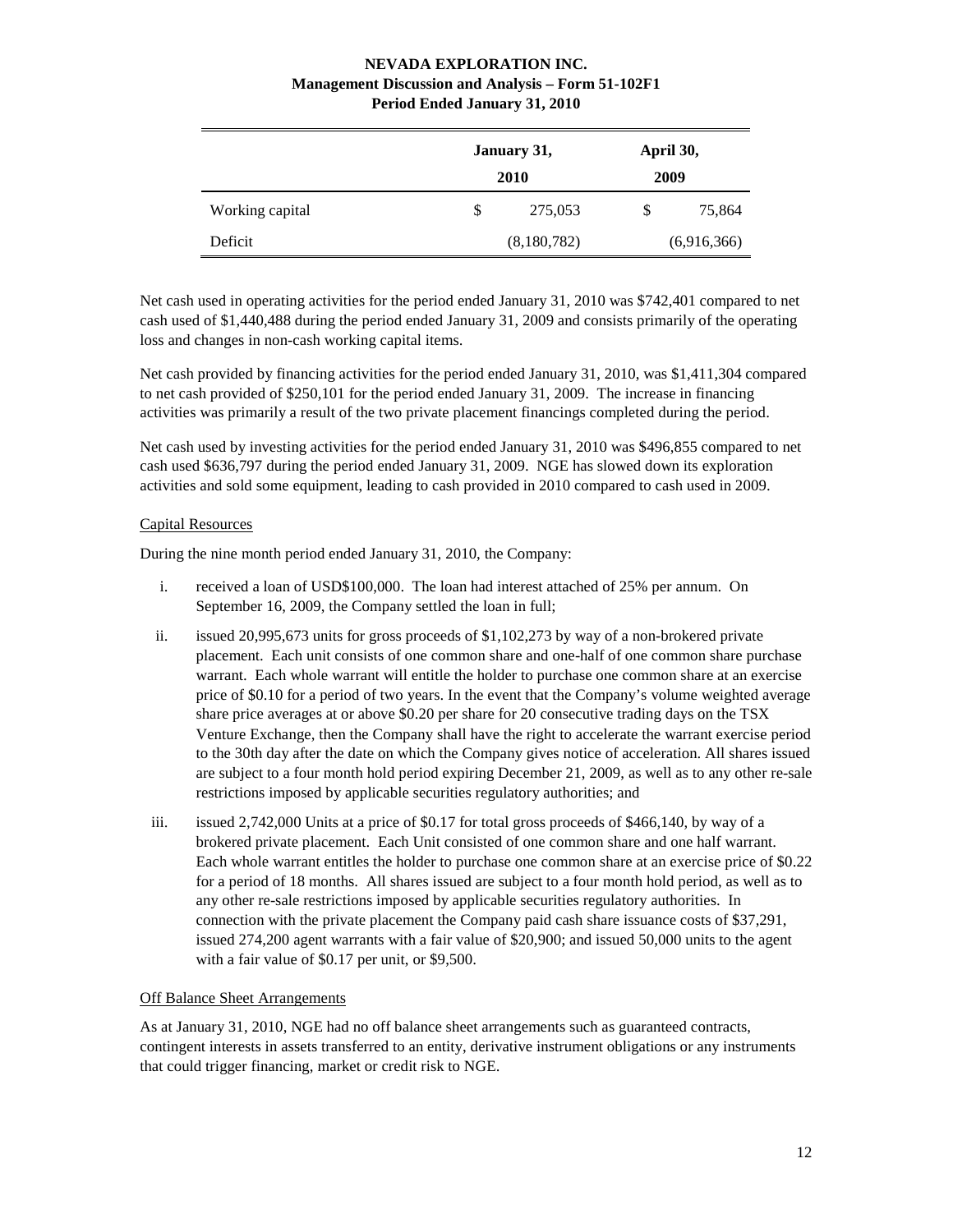| | January 31, 2010 | April 30, 2009 |
|---|---|---|
| Working capital | $ 275,053 | $ 75,864 |
| Deficit | (8,180,782) | (6,916,366) |

Net cash used in operating activities for the period ended January 31, 2010 was $742,401 compared to net cash used of $1,440,488 during the period ended January 31, 2009 and consists primarily of the operating loss and changes in non-cash working capital items.

Net cash provided by financing activities for the period ended January 31, 2010, was $1,411,304 compared to net cash provided of $250,101 for the period ended January 31, 2009. The increase in financing activities was primarily a result of the two private placement financings completed during the period.

Net cash used by investing activities for the period ended January 31, 2010 was $496,855 compared to net cash used $636,797 during the period ended January 31, 2009. NGE has slowed down its exploration activities and sold some equipment, leading to cash provided in 2010 compared to cash used in 2009.

## Capital Resources

During the nine month period ended January 31, 2010, the Company:

i. received a loan of USD$100,000. The loan had interest attached of 25% per annum. On September 16, 2009, the Company settled the loan in full;

ii. issued 20,995,673 units for gross proceeds of $1,102,273 by way of a non-brokered private placement. Each unit consists of one common share and one-half of one common share purchase warrant. Each whole warrant will entitle the holder to purchase one common share at an exercise price of $0.10 for a period of two years. In the event that the Company's volume weighted average share price averages at or above $0.20 per share for 20 consecutive trading days on the TSX Venture Exchange, then the Company shall have the right to accelerate the warrant exercise period to the 30th day after the date on which the Company gives notice of acceleration. All shares issued are subject to a four month hold period expiring December 21, 2009, as well as to any other re-sale restrictions imposed by applicable securities regulatory authorities; and

iii. issued 2,742,000 Units at a price of $0.17 for total gross proceeds of $466,140, by way of a brokered private placement. Each Unit consisted of one common share and one half warrant. Each whole warrant entitles the holder to purchase one common share at an exercise price of $0.22 for a period of 18 months. All shares issued are subject to a four month hold period, as well as to any other re-sale restrictions imposed by applicable securities regulatory authorities. In connection with the private placement the Company paid cash share issuance costs of $37,291, issued 274,200 agent warrants with a fair value of $20,900; and issued 50,000 units to the agent with a fair value of $0.17 per unit, or $9,500.

## Off Balance Sheet Arrangements

As at January 31, 2010, NGE had no off balance sheet arrangements such as guaranteed contracts, contingent interests in assets transferred to an entity, derivative instrument obligations or any instruments that could trigger financing, market or credit risk to NGE.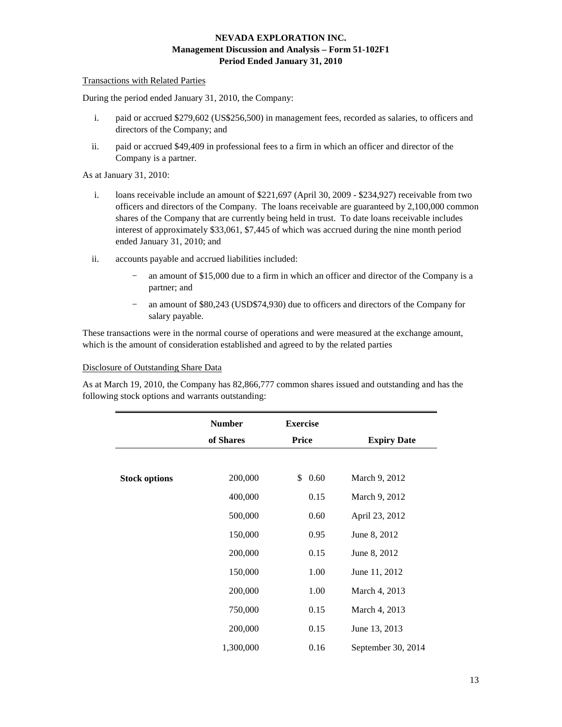### Transactions with Related Parties

During the period ended January 31, 2010, the Company:

i. paid or accrued $279,602 (US$256,500) in management fees, recorded as salaries, to officers and directors of the Company; and

ii. paid or accrued $49,409 in professional fees to a firm in which an officer and director of the Company is a partner.

As at January 31, 2010:

i. loans receivable include an amount of $221,697 (April 30, 2009 - $234,927) receivable from two officers and directors of the Company. The loans receivable are guaranteed by 2,100,000 common shares of the Company that are currently being held in trust. To date loans receivable includes interest of approximately $33,061, $7,445 of which was accrued during the nine month period ended January 31, 2010; and

ii. accounts payable and accrued liabilities included:

   - an amount of $15,000 due to a firm in which an officer and director of the Company is a partner; and
   - an amount of $80,243 (USD$74,930) due to officers and directors of the Company for salary payable.

These transactions were in the normal course of operations and were measured at the exchange amount, which is the amount of consideration established and agreed to by the related parties

### Disclosure of Outstanding Share Data

As at March 19, 2010, the Company has 82,866,777 common shares issued and outstanding and has the following stock options and warrants outstanding:

| | Number of Shares | Exercise Price | Expiry Date |
|---|---|---|---|
| **Stock options** | 200,000 | $ 0.60 | March 9, 2012 |
| | 400,000 | 0.15 | March 9, 2012 |
| | 500,000 | 0.60 | April 23, 2012 |
| | 150,000 | 0.95 | June 8, 2012 |
| | 200,000 | 0.15 | June 8, 2012 |
| | 150,000 | 1.00 | June 11, 2012 |
| | 200,000 | 1.00 | March 4, 2013 |
| | 750,000 | 0.15 | March 4, 2013 |
| | 200,000 | 0.15 | June 13, 2013 |
| | 1,300,000 | 0.16 | September 30, 2014 |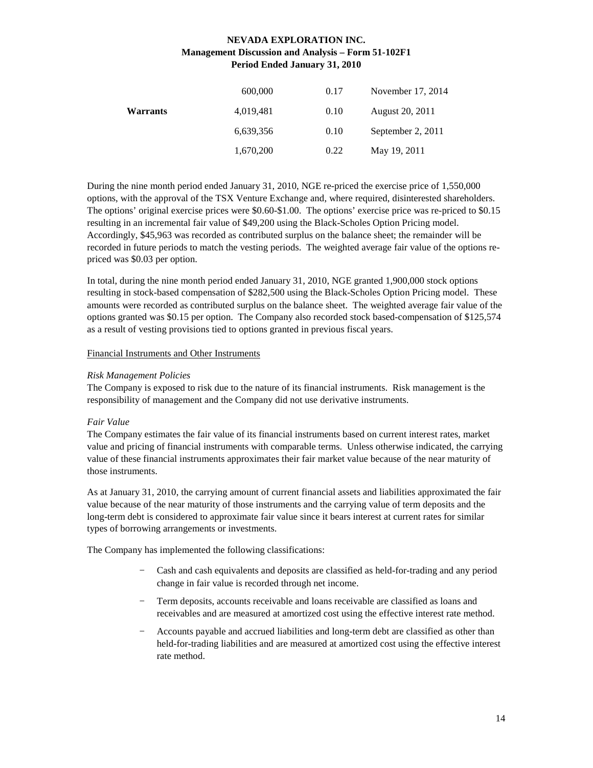| | | | |
|---|---|---|---|
| | 600,000 | 0.17 | November 17, 2014 |
| **Warrants** | 4,019,481 | 0.10 | August 20, 2011 |
| | 6,639,356 | 0.10 | September 2, 2011 |
| | 1,670,200 | 0.22 | May 19, 2011 |

During the nine month period ended January 31, 2010, NGE re-priced the exercise price of 1,550,000 options, with the approval of the TSX Venture Exchange and, where required, disinterested shareholders. The options' original exercise prices were $0.60-$1.00. The options' exercise price was re-priced to $0.15 resulting in an incremental fair value of $49,200 using the Black-Scholes Option Pricing model. Accordingly, $45,963 was recorded as contributed surplus on the balance sheet; the remainder will be recorded in future periods to match the vesting periods. The weighted average fair value of the options re-priced was $0.03 per option.

In total, during the nine month period ended January 31, 2010, NGE granted 1,900,000 stock options resulting in stock-based compensation of $282,500 using the Black-Scholes Option Pricing model. These amounts were recorded as contributed surplus on the balance sheet. The weighted average fair value of the options granted was $0.15 per option. The Company also recorded stock based-compensation of $125,574 as a result of vesting provisions tied to options granted in previous fiscal years.

Financial Instruments and Other Instruments

*Risk Management Policies*
The Company is exposed to risk due to the nature of its financial instruments. Risk management is the responsibility of management and the Company did not use derivative instruments.

*Fair Value*
The Company estimates the fair value of its financial instruments based on current interest rates, market value and pricing of financial instruments with comparable terms. Unless otherwise indicated, the carrying value of these financial instruments approximates their fair market value because of the near maturity of those instruments.

As at January 31, 2010, the carrying amount of current financial assets and liabilities approximated the fair value because of the near maturity of those instruments and the carrying value of term deposits and the long-term debt is considered to approximate fair value since it bears interest at current rates for similar types of borrowing arrangements or investments.

The Company has implemented the following classifications:

- Cash and cash equivalents and deposits are classified as held-for-trading and any period change in fair value is recorded through net income.
- Term deposits, accounts receivable and loans receivable are classified as loans and receivables and are measured at amortized cost using the effective interest rate method.
- Accounts payable and accrued liabilities and long-term debt are classified as other than held-for-trading liabilities and are measured at amortized cost using the effective interest rate method.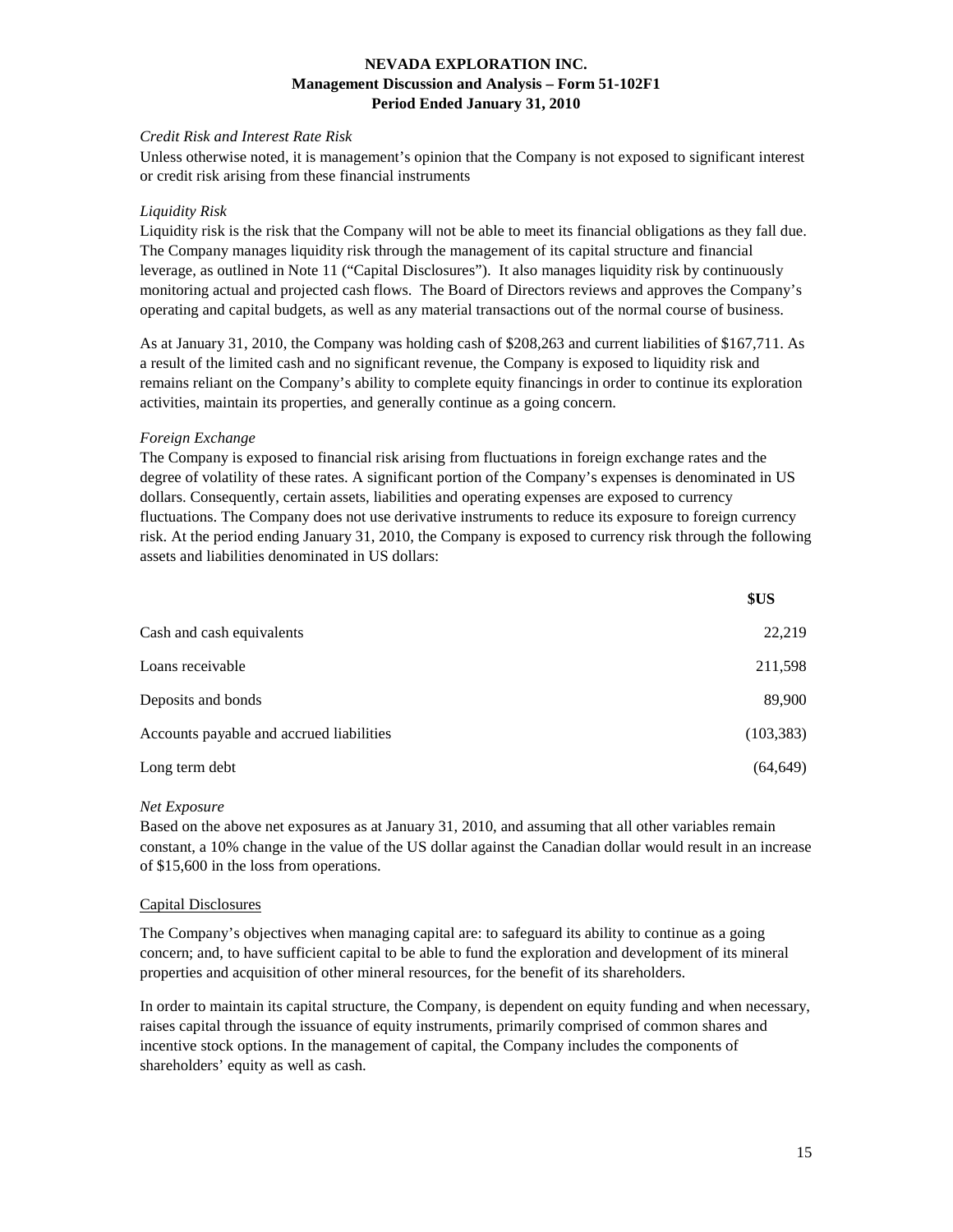*Credit Risk and Interest Rate Risk*

Unless otherwise noted, it is management's opinion that the Company is not exposed to significant interest or credit risk arising from these financial instruments

*Liquidity Risk*

Liquidity risk is the risk that the Company will not be able to meet its financial obligations as they fall due. The Company manages liquidity risk through the management of its capital structure and financial leverage, as outlined in Note 11 ("Capital Disclosures"). It also manages liquidity risk by continuously monitoring actual and projected cash flows. The Board of Directors reviews and approves the Company's operating and capital budgets, as well as any material transactions out of the normal course of business.

As at January 31, 2010, the Company was holding cash of $208,263 and current liabilities of $167,711. As a result of the limited cash and no significant revenue, the Company is exposed to liquidity risk and remains reliant on the Company's ability to complete equity financings in order to continue its exploration activities, maintain its properties, and generally continue as a going concern.

*Foreign Exchange*

The Company is exposed to financial risk arising from fluctuations in foreign exchange rates and the degree of volatility of these rates. A significant portion of the Company's expenses is denominated in US dollars. Consequently, certain assets, liabilities and operating expenses are exposed to currency fluctuations. The Company does not use derivative instruments to reduce its exposure to foreign currency risk. At the period ending January 31, 2010, the Company is exposed to currency risk through the following assets and liabilities denominated in US dollars:

| | **$US** |
|---|---|
| Cash and cash equivalents | 22,219 |
| Loans receivable | 211,598 |
| Deposits and bonds | 89,900 |
| Accounts payable and accrued liabilities | (103,383) |
| Long term debt | (64,649) |

*Net Exposure*

Based on the above net exposures as at January 31, 2010, and assuming that all other variables remain constant, a 10% change in the value of the US dollar against the Canadian dollar would result in an increase of $15,600 in the loss from operations.

Capital Disclosures

The Company's objectives when managing capital are: to safeguard its ability to continue as a going concern; and, to have sufficient capital to be able to fund the exploration and development of its mineral properties and acquisition of other mineral resources, for the benefit of its shareholders.

In order to maintain its capital structure, the Company, is dependent on equity funding and when necessary, raises capital through the issuance of equity instruments, primarily comprised of common shares and incentive stock options. In the management of capital, the Company includes the components of shareholders' equity as well as cash.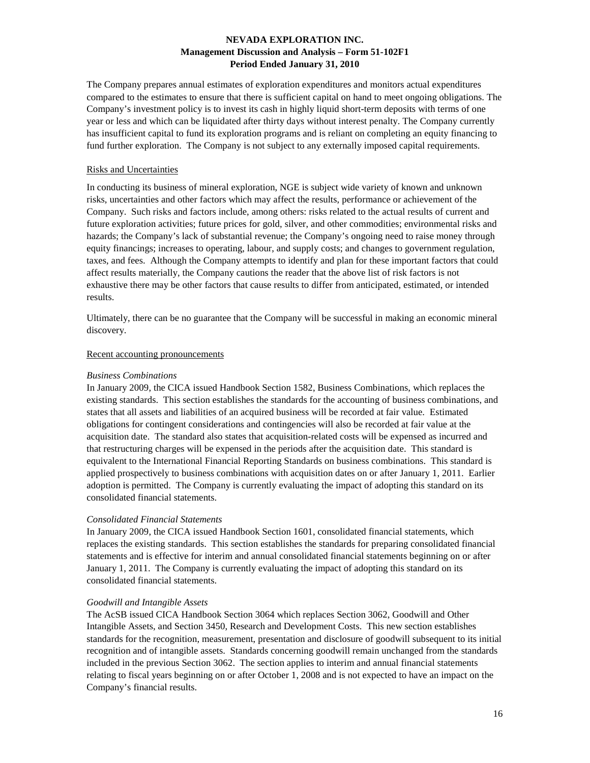The Company prepares annual estimates of exploration expenditures and monitors actual expenditures compared to the estimates to ensure that there is sufficient capital on hand to meet ongoing obligations. The Company's investment policy is to invest its cash in highly liquid short-term deposits with terms of one year or less and which can be liquidated after thirty days without interest penalty. The Company currently has insufficient capital to fund its exploration programs and is reliant on completing an equity financing to fund further exploration. The Company is not subject to any externally imposed capital requirements.

## Risks and Uncertainties

In conducting its business of mineral exploration, NGE is subject wide variety of known and unknown risks, uncertainties and other factors which may affect the results, performance or achievement of the Company. Such risks and factors include, among others: risks related to the actual results of current and future exploration activities; future prices for gold, silver, and other commodities; environmental risks and hazards; the Company's lack of substantial revenue; the Company's ongoing need to raise money through equity financings; increases to operating, labour, and supply costs; and changes to government regulation, taxes, and fees. Although the Company attempts to identify and plan for these important factors that could affect results materially, the Company cautions the reader that the above list of risk factors is not exhaustive there may be other factors that cause results to differ from anticipated, estimated, or intended results.

Ultimately, there can be no guarantee that the Company will be successful in making an economic mineral discovery.

## Recent accounting pronouncements

### *Business Combinations*

In January 2009, the CICA issued Handbook Section 1582, Business Combinations, which replaces the existing standards. This section establishes the standards for the accounting of business combinations, and states that all assets and liabilities of an acquired business will be recorded at fair value. Estimated obligations for contingent considerations and contingencies will also be recorded at fair value at the acquisition date. The standard also states that acquisition-related costs will be expensed as incurred and that restructuring charges will be expensed in the periods after the acquisition date. This standard is equivalent to the International Financial Reporting Standards on business combinations. This standard is applied prospectively to business combinations with acquisition dates on or after January 1, 2011. Earlier adoption is permitted. The Company is currently evaluating the impact of adopting this standard on its consolidated financial statements.

### *Consolidated Financial Statements*

In January 2009, the CICA issued Handbook Section 1601, consolidated financial statements, which replaces the existing standards. This section establishes the standards for preparing consolidated financial statements and is effective for interim and annual consolidated financial statements beginning on or after January 1, 2011. The Company is currently evaluating the impact of adopting this standard on its consolidated financial statements.

### *Goodwill and Intangible Assets*

The AcSB issued CICA Handbook Section 3064 which replaces Section 3062, Goodwill and Other Intangible Assets, and Section 3450, Research and Development Costs. This new section establishes standards for the recognition, measurement, presentation and disclosure of goodwill subsequent to its initial recognition and of intangible assets. Standards concerning goodwill remain unchanged from the standards included in the previous Section 3062. The section applies to interim and annual financial statements relating to fiscal years beginning on or after October 1, 2008 and is not expected to have an impact on the Company's financial results.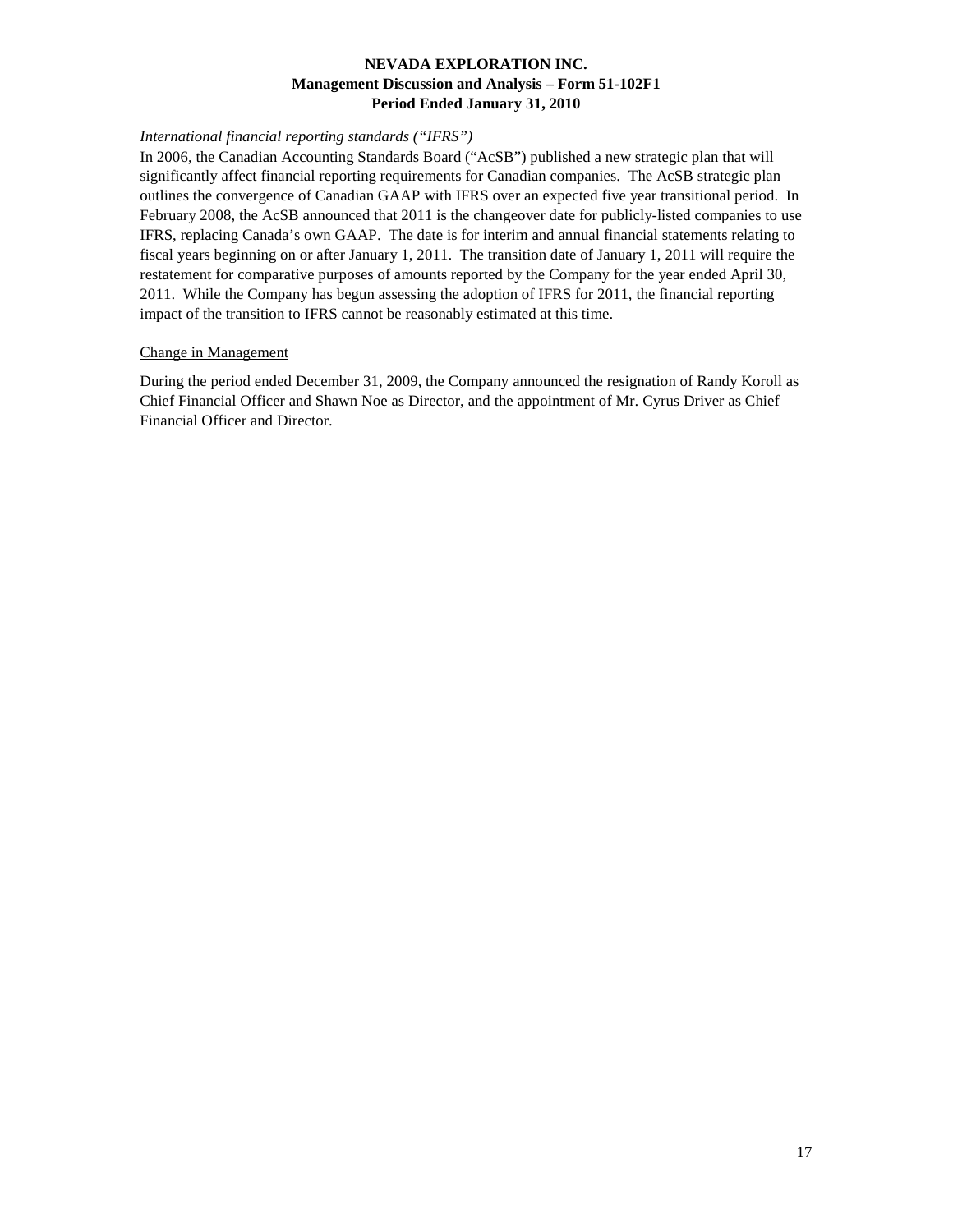*International financial reporting standards ("IFRS")*

In 2006, the Canadian Accounting Standards Board ("AcSB") published a new strategic plan that will significantly affect financial reporting requirements for Canadian companies. The AcSB strategic plan outlines the convergence of Canadian GAAP with IFRS over an expected five year transitional period. In February 2008, the AcSB announced that 2011 is the changeover date for publicly-listed companies to use IFRS, replacing Canada's own GAAP. The date is for interim and annual financial statements relating to fiscal years beginning on or after January 1, 2011. The transition date of January 1, 2011 will require the restatement for comparative purposes of amounts reported by the Company for the year ended April 30, 2011. While the Company has begun assessing the adoption of IFRS for 2011, the financial reporting impact of the transition to IFRS cannot be reasonably estimated at this time.

## Change in Management

During the period ended December 31, 2009, the Company announced the resignation of Randy Koroll as Chief Financial Officer and Shawn Noe as Director, and the appointment of Mr. Cyrus Driver as Chief Financial Officer and Director.